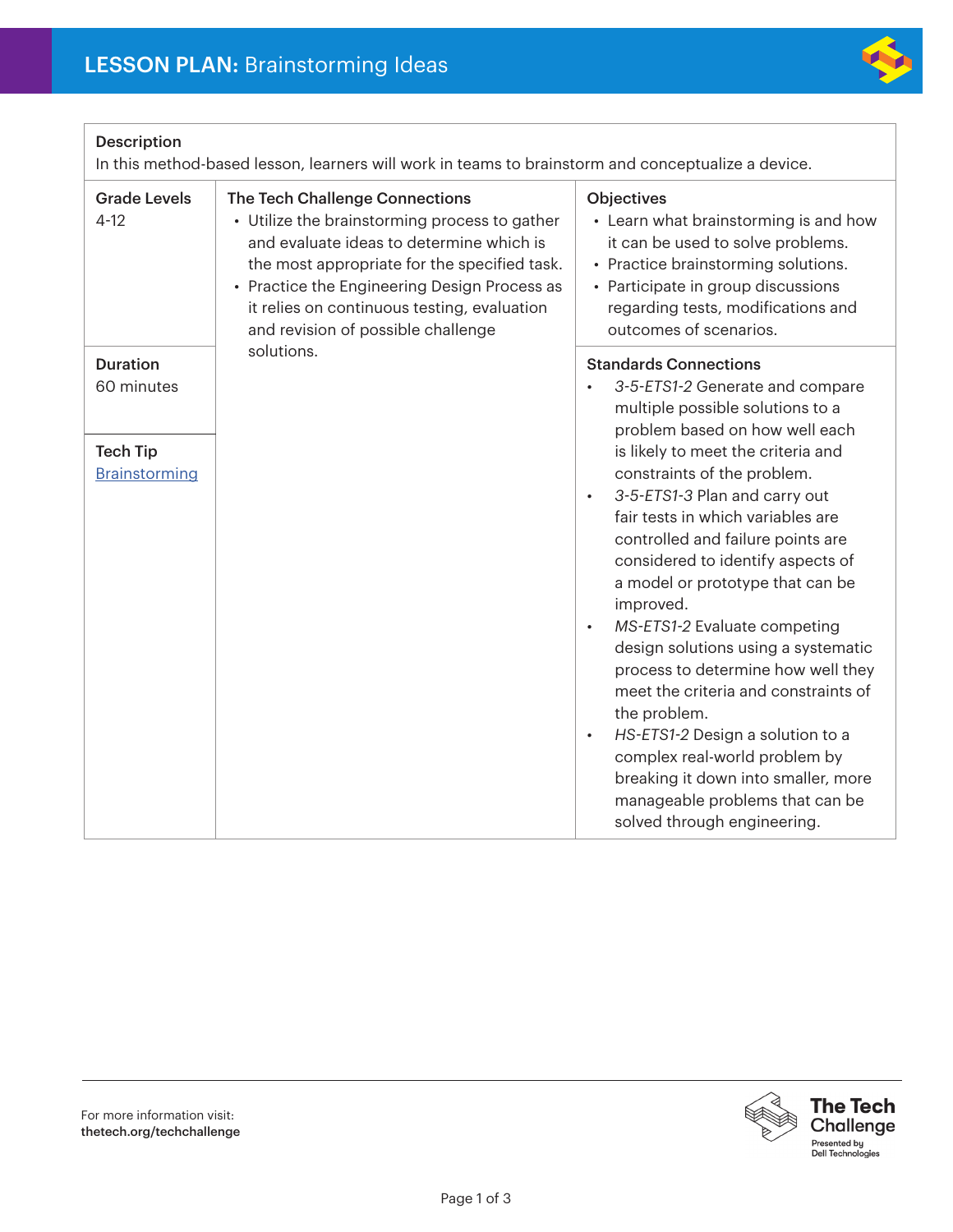# LESSON PLAN: Brainstorming Ideas

**Description**
In this method-based lesson, learners will work in teams to brainstorm and conceptualize a device.

**Grade Levels**
4-12

**Duration**
60 minutes

**Tech Tip**
Brainstorming

**The Tech Challenge Connections**

- Utilize the brainstorming process to gather and evaluate ideas to determine which is the most appropriate for the specified task.
- Practice the Engineering Design Process as it relies on continuous testing, evaluation and revision of possible challenge solutions.

**Objectives**

- Learn what brainstorming is and how it can be used to solve problems.
- Practice brainstorming solutions.
- Participate in group discussions regarding tests, modifications and outcomes of scenarios.

**Standards Connections**

- *3-5-ETS1-2* Generate and compare multiple possible solutions to a problem based on how well each is likely to meet the criteria and constraints of the problem.
- *3-5-ETS1-3* Plan and carry out fair tests in which variables are controlled and failure points are considered to identify aspects of a model or prototype that can be improved.
- *MS-ETS1-2* Evaluate competing design solutions using a systematic process to determine how well they meet the criteria and constraints of the problem.
- *HS-ETS1-2* Design a solution to a complex real-world problem by breaking it down into smaller, more manageable problems that can be solved through engineering.

For more information visit:
**thetech.org/techchallenge**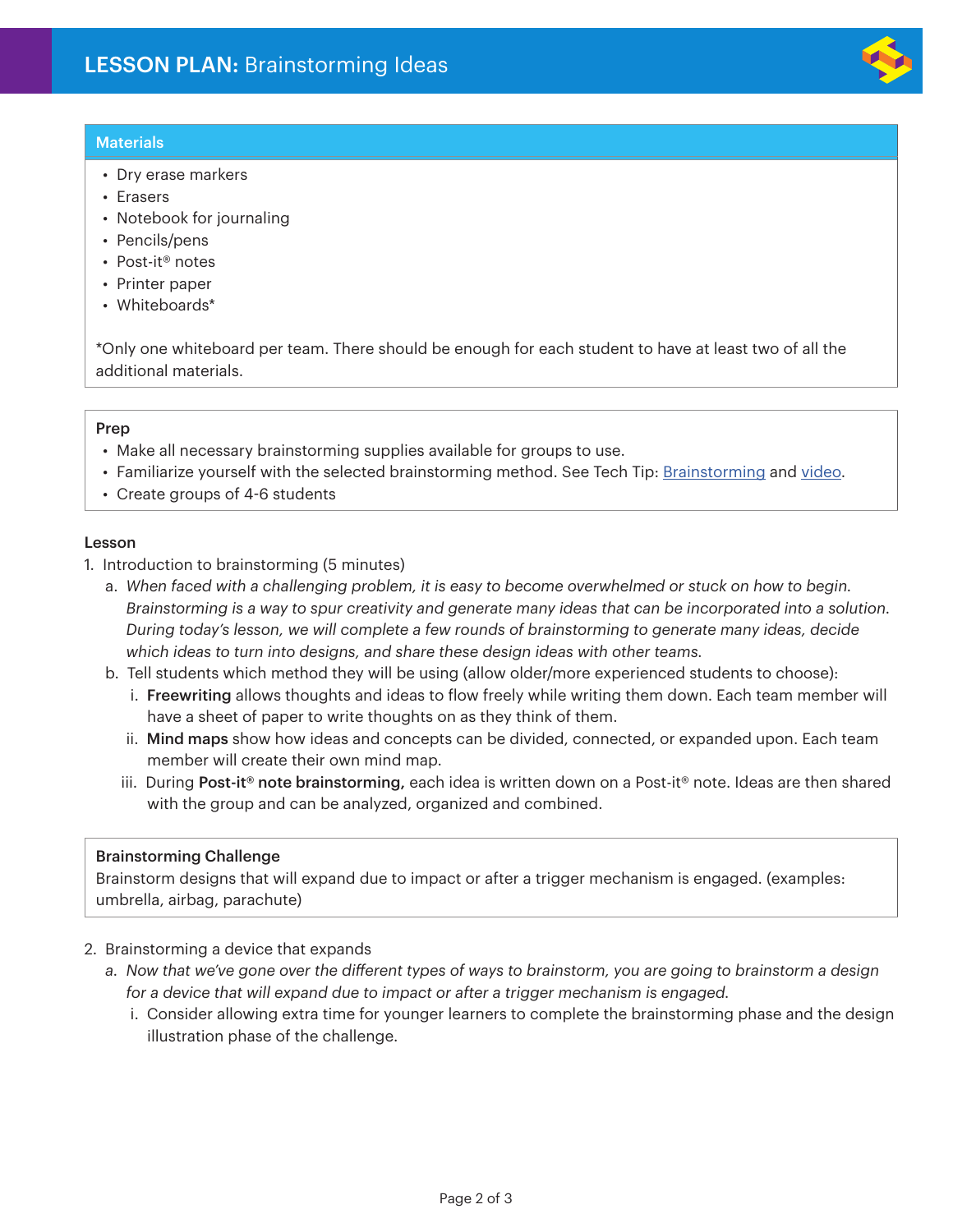# LESSON PLAN: Brainstorming Ideas

## Materials

- Dry erase markers
- Erasers
- Notebook for journaling
- Pencils/pens
- Post-it® notes
- Printer paper
- Whiteboards*

*Only one whiteboard per team. There should be enough for each student to have at least two of all the additional materials.

## Prep

- Make all necessary brainstorming supplies available for groups to use.
- Familiarize yourself with the selected brainstorming method. See Tech Tip: Brainstorming and video.
- Create groups of 4-6 students

## Lesson

1. Introduction to brainstorming (5 minutes)
   a. *When faced with a challenging problem, it is easy to become overwhelmed or stuck on how to begin. Brainstorming is a way to spur creativity and generate many ideas that can be incorporated into a solution. During today's lesson, we will complete a few rounds of brainstorming to generate many ideas, decide which ideas to turn into designs, and share these design ideas with other teams.*
   b. Tell students which method they will be using (allow older/more experienced students to choose):
      i. **Freewriting** allows thoughts and ideas to flow freely while writing them down. Each team member will have a sheet of paper to write thoughts on as they think of them.
      ii. **Mind maps** show how ideas and concepts can be divided, connected, or expanded upon. Each team member will create their own mind map.
      iii. During **Post-it® note brainstorming,** each idea is written down on a Post-it® note. Ideas are then shared with the group and can be analyzed, organized and combined.

**Brainstorming Challenge**
Brainstorm designs that will expand due to impact or after a trigger mechanism is engaged. (examples: umbrella, airbag, parachute)

2. Brainstorming a device that expands
   a. *Now that we've gone over the different types of ways to brainstorm, you are going to brainstorm a design for a device that will expand due to impact or after a trigger mechanism is engaged.*
      i. Consider allowing extra time for younger learners to complete the brainstorming phase and the design illustration phase of the challenge.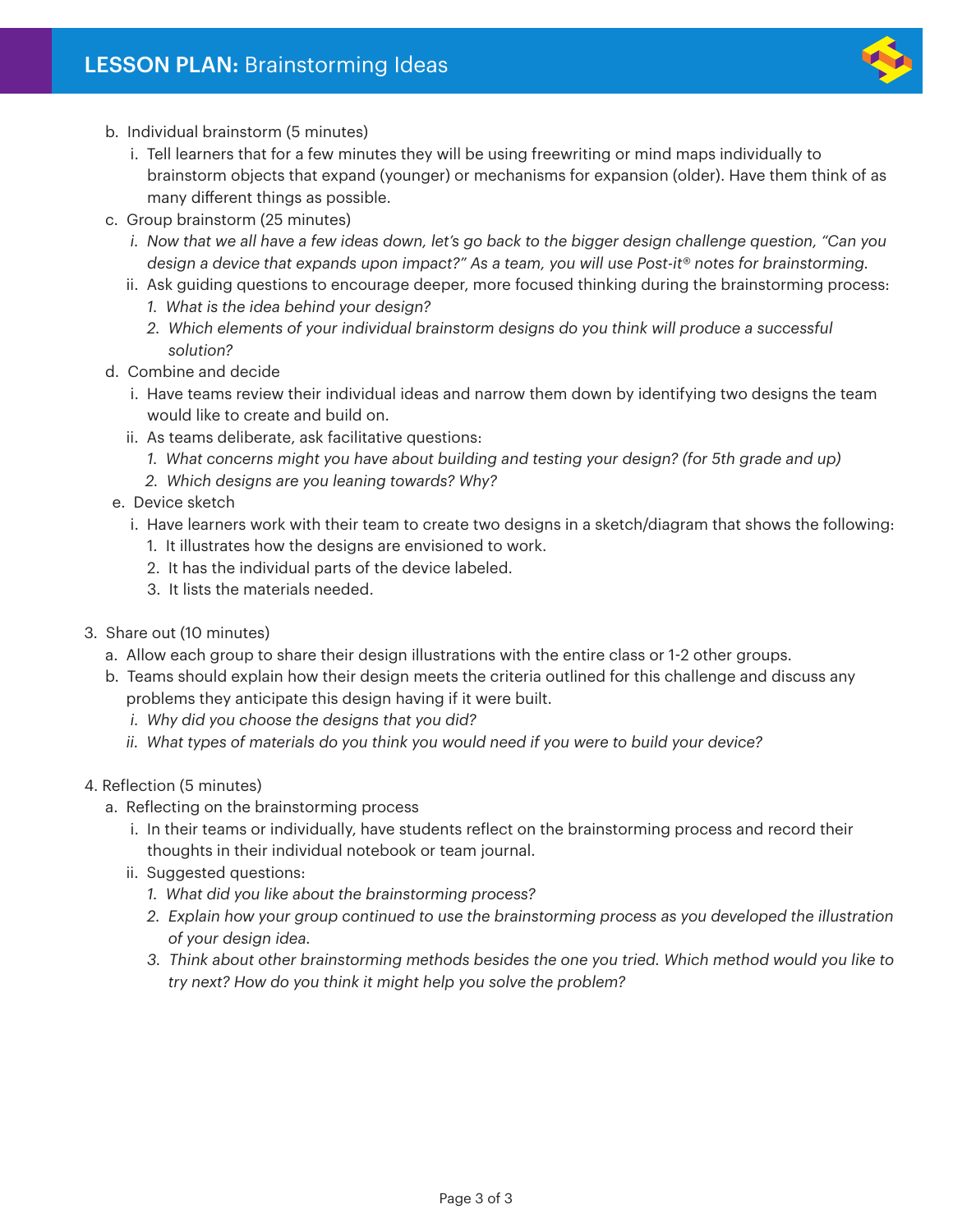b. Individual brainstorm (5 minutes)
   i. Tell learners that for a few minutes they will be using freewriting or mind maps individually to brainstorm objects that expand (younger) or mechanisms for expansion (older). Have them think of as many different things as possible.

c. Group brainstorm (25 minutes)
   i. *Now that we all have a few ideas down, let's go back to the bigger design challenge question, "Can you design a device that expands upon impact?" As a team, you will use Post-it® notes for brainstorming.*
   ii. Ask guiding questions to encourage deeper, more focused thinking during the brainstorming process:
      1. *What is the idea behind your design?*
      2. *Which elements of your individual brainstorm designs do you think will produce a successful solution?*

d. Combine and decide
   i. Have teams review their individual ideas and narrow them down by identifying two designs the team would like to create and build on.
   ii. As teams deliberate, ask facilitative questions:
      1. *What concerns might you have about building and testing your design? (for 5th grade and up)*
      2. *Which designs are you leaning towards? Why?*

e. Device sketch
   i. Have learners work with their team to create two designs in a sketch/diagram that shows the following:
      1. It illustrates how the designs are envisioned to work.
      2. It has the individual parts of the device labeled.
      3. It lists the materials needed.

3. Share out (10 minutes)
   a. Allow each group to share their design illustrations with the entire class or 1-2 other groups.
   b. Teams should explain how their design meets the criteria outlined for this challenge and discuss any problems they anticipate this design having if it were built.
      i. *Why did you choose the designs that you did?*
      ii. *What types of materials do you think you would need if you were to build your device?*

4. Reflection (5 minutes)
   a. Reflecting on the brainstorming process
      i. In their teams or individually, have students reflect on the brainstorming process and record their thoughts in their individual notebook or team journal.
      ii. Suggested questions:
         1. *What did you like about the brainstorming process?*
         2. *Explain how your group continued to use the brainstorming process as you developed the illustration of your design idea.*
         3. *Think about other brainstorming methods besides the one you tried. Which method would you like to try next? How do you think it might help you solve the problem?*